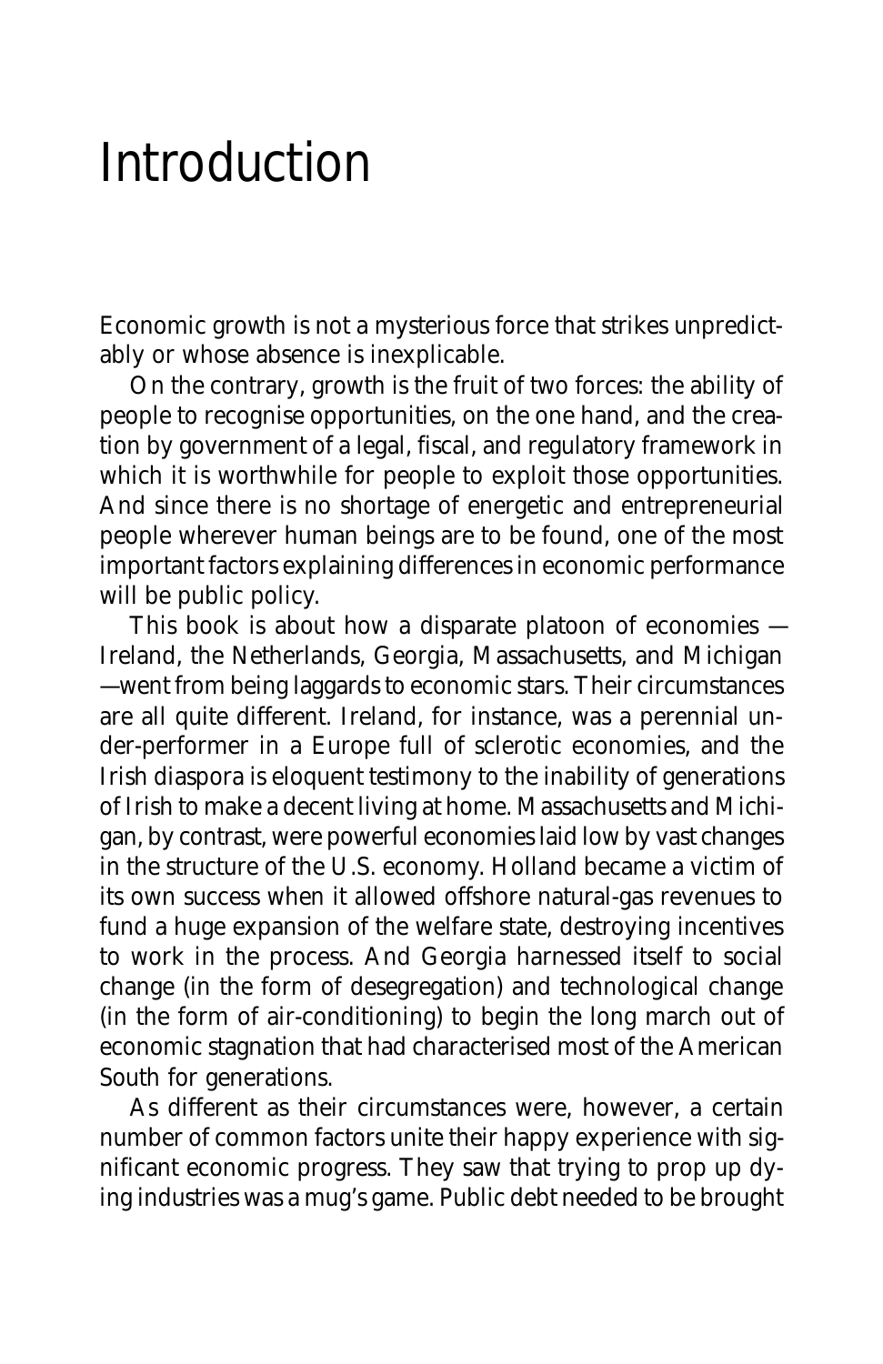# Introduction

Economic growth is not a mysterious force that strikes unpredictably or whose absence is inexplicable.

On the contrary, growth is the fruit of two forces: the ability of people to recognise opportunities, on the one hand, and the creation by government of a legal, fiscal, and regulatory framework in which it is worthwhile for people to exploit those opportunities. And since there is no shortage of energetic and entrepreneurial people wherever human beings are to be found, one of the most important factors explaining differences in economic performance will be public policy.

This book is about how a disparate platoon of economies — Ireland, the Netherlands, Georgia, Massachusetts, and Michigan —went from being laggards to economic stars. Their circumstances are all quite different. Ireland, for instance, was a perennial under-performer in a Europe full of sclerotic economies, and the Irish diaspora is eloquent testimony to the inability of generations of Irish to make a decent living at home. Massachusetts and Michigan, by contrast, were powerful economies laid low by vast changes in the structure of the U.S. economy. Holland became a victim of its own success when it allowed offshore natural-gas revenues to fund a huge expansion of the welfare state, destroying incentives to work in the process. And Georgia harnessed itself to social change (in the form of desegregation) and technological change (in the form of air-conditioning) to begin the long march out of economic stagnation that had characterised most of the American South for generations.

As different as their circumstances were, however, a certain number of common factors unite their happy experience with significant economic progress. They saw that trying to prop up dying industries was a mug's game. Public debt needed to be brought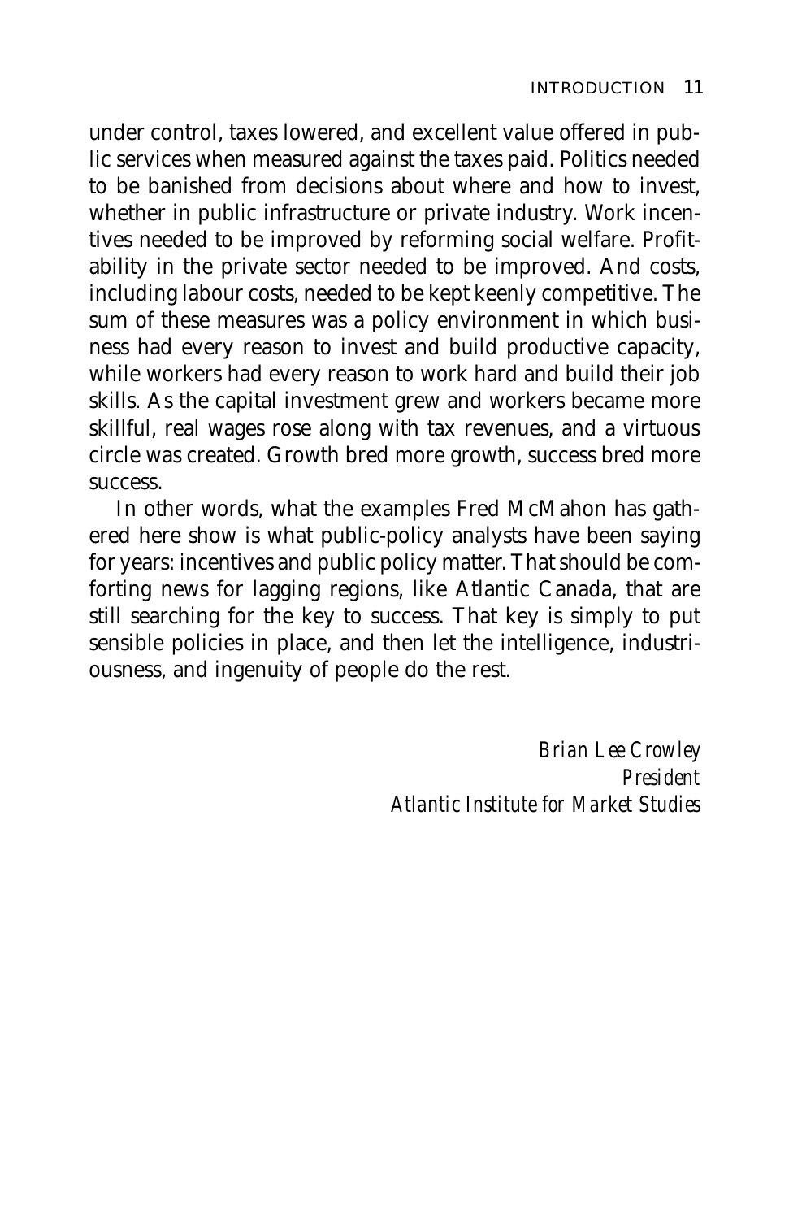under control, taxes lowered, and excellent value offered in public services when measured against the taxes paid. Politics needed to be banished from decisions about where and how to invest, whether in public infrastructure or private industry. Work incentives needed to be improved by reforming social welfare. Profitability in the private sector needed to be improved. And costs, including labour costs, needed to be kept keenly competitive. The sum of these measures was a policy environment in which business had every reason to invest and build productive capacity, while workers had every reason to work hard and build their job skills. As the capital investment grew and workers became more skillful, real wages rose along with tax revenues, and a virtuous circle was created. Growth bred more growth, success bred more success.

In other words, what the examples Fred McMahon has gathered here show is what public-policy analysts have been saying for years: incentives and public policy matter. That should be comforting news for lagging regions, like Atlantic Canada, that are still searching for the key to success. That key is simply to put sensible policies in place, and then let the intelligence, industriousness, and ingenuity of people do the rest.

*Brian Lee Crowley*
*President*
*Atlantic Institute for Market Studies*